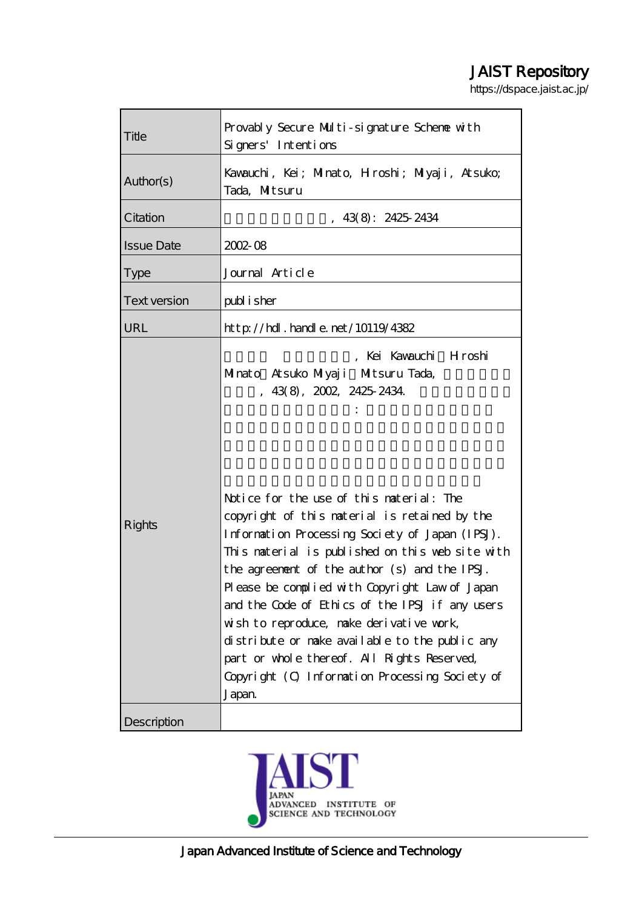# JAIST Repository

https://dspace.jaist.ac.jp/

| | |
|---|---|
| Title | Provably Secure Multi-signature Scheme with Signers' Intentions |
| Author(s) | Kawauchi, Kei; Minato, Hiroshi; Miyaji, Atsuko; Tada, Mitsuru |
| Citation | , 43(8): 2425-2434 |
| Issue Date | 2002-08 |
| Type | Journal Article |
| Text version | publisher |
| URL | http://hdl.handle.net/10119/4382 |
| Rights | , Kei Kawauchi Hiroshi Minato Atsuko Miyaji Mitsuru Tada, , 43(8), 2002, 2425-2434. : Notice for the use of this material: The copyright of this material is retained by the Information Processing Society of Japan (IPSJ). This material is published on this web site with the agreement of the author (s) and the IPSJ. Please be complied with Copyright Law of Japan and the Code of Ethics of the IPSJ if any users wish to reproduce, make derivative work, distribute or make available to the public any part or whole thereof. All Rights Reserved, Copyright (C) Information Processing Society of Japan. |
| Description | |

JAPAN ADVANCED INSTITUTE OF SCIENCE AND TECHNOLOGY

Japan Advanced Institute of Science and Technology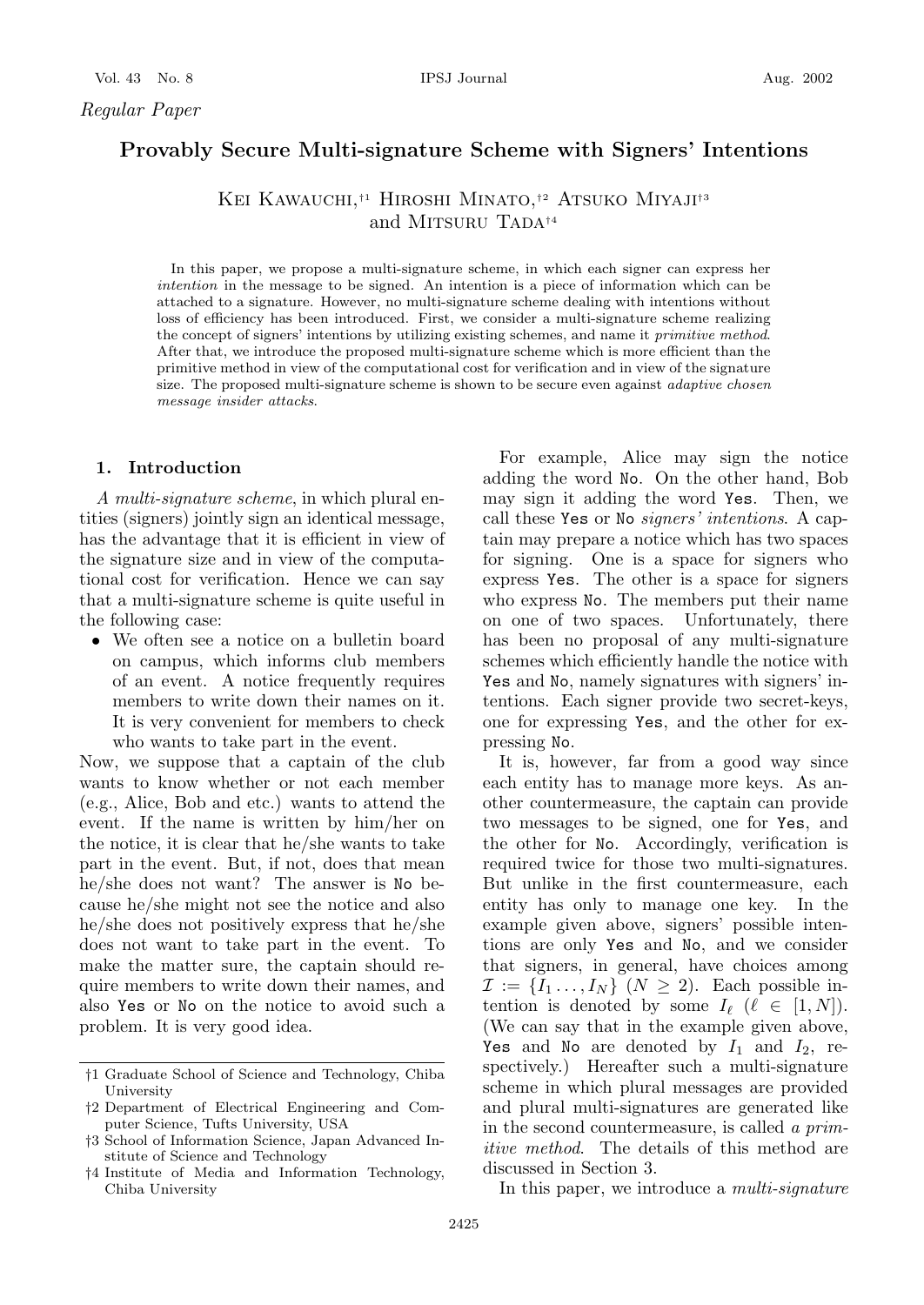*Regular Paper*

# Provably Secure Multi-signature Scheme with Signers' Intentions

Kei Kawauchi,[†1] Hiroshi Minato,[†2] Atsuko Miyaji[†3] and Mitsuru Tada[†4]

In this paper, we propose a multi-signature scheme, in which each signer can express her *intention* in the message to be signed. An intention is a piece of information which can be attached to a signature. However, no multi-signature scheme dealing with intentions without loss of efficiency has been introduced. First, we consider a multi-signature scheme realizing the concept of signers' intentions by utilizing existing schemes, and name it *primitive method*. After that, we introduce the proposed multi-signature scheme which is more efficient than the primitive method in view of the computational cost for verification and in view of the signature size. The proposed multi-signature scheme is shown to be secure even against *adaptive chosen message insider attacks*.

## 1. Introduction

*A multi-signature scheme*, in which plural entities (signers) jointly sign an identical message, has the advantage that it is efficient in view of the signature size and in view of the computational cost for verification. Hence we can say that a multi-signature scheme is quite useful in the following case:

- We often see a notice on a bulletin board on campus, which informs club members of an event. A notice frequently requires members to write down their names on it. It is very convenient for members to check who wants to take part in the event.

Now, we suppose that a captain of the club wants to know whether or not each member (e.g., Alice, Bob and etc.) wants to attend the event. If the name is written by him/her on the notice, it is clear that he/she wants to take part in the event. But, if not, does that mean he/she does not want? The answer is `No` because he/she might not see the notice and also he/she does not positively express that he/she does not want to take part in the event. To make the matter sure, the captain should require members to write down their names, and also `Yes` or `No` on the notice to avoid such a problem. It is very good idea.

For example, Alice may sign the notice adding the word `No`. On the other hand, Bob may sign it adding the word `Yes`. Then, we call these `Yes` or `No` *signers' intentions*. A captain may prepare a notice which has two spaces for signing. One is a space for signers who express `Yes`. The other is a space for signers who express `No`. The members put their name on one of two spaces. Unfortunately, there has been no proposal of any multi-signature schemes which efficiently handle the notice with `Yes` and `No`, namely signatures with signers' intentions. Each signer provide two secret-keys, one for expressing `Yes`, and the other for expressing `No`.

It is, however, far from a good way since each entity has to manage more keys. As another countermeasure, the captain can provide two messages to be signed, one for `Yes`, and the other for `No`. Accordingly, verification is required twice for those two multi-signatures. But unlike in the first countermeasure, each entity has only to manage one key. In the example given above, signers' possible intentions are only `Yes` and `No`, and we consider that signers, in general, have choices among $\mathcal{I} := \{I_1 \ldots, I_N\}$ $(N \geq 2)$. Each possible intention is denoted by some $I_\ell$ $(\ell \in [1, N])$. (We can say that in the example given above, `Yes` and `No` are denoted by $I_1$ and $I_2$, respectively.) Hereafter such a multi-signature scheme in which plural messages are provided and plural multi-signatures are generated like in the second countermeasure, is called *a primitive method*. The details of this method are discussed in Section 3.

In this paper, we introduce a *multi-signature*

---

†1 Graduate School of Science and Technology, Chiba University

†2 Department of Electrical Engineering and Computer Science, Tufts University, USA

†3 School of Information Science, Japan Advanced Institute of Science and Technology

†4 Institute of Media and Information Technology, Chiba University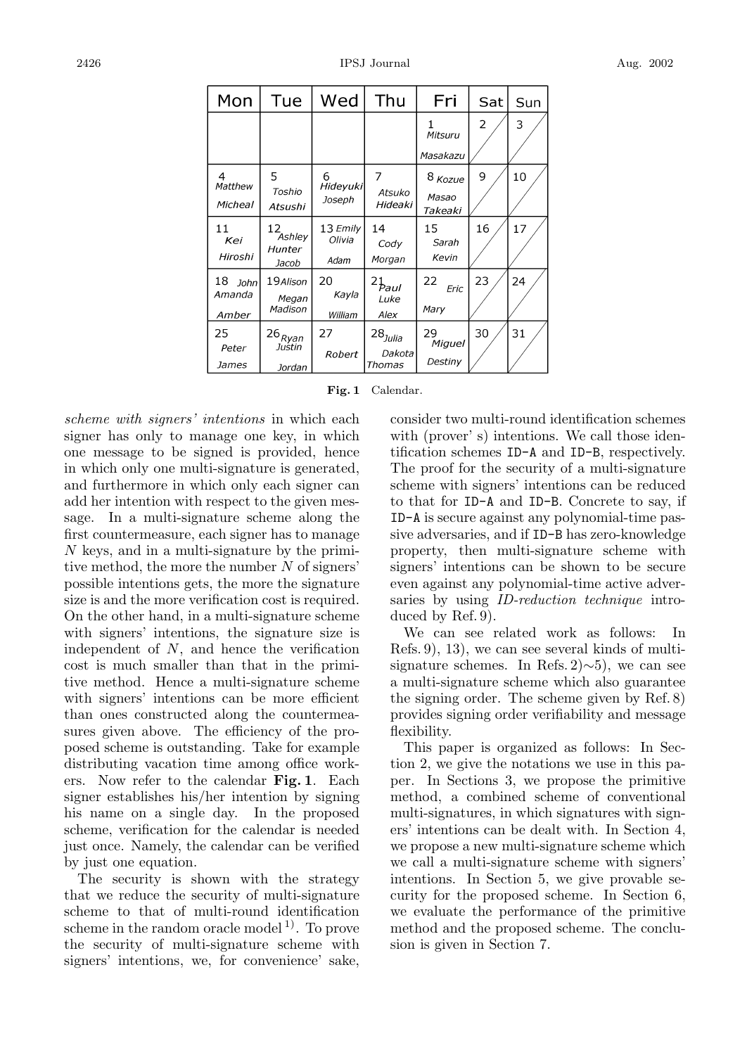| Mon | Tue | Wed | Thu | Fri | Sat | Sun |
|---|---|---|---|---|---|---|
| | | | | 1 *Mitsuru* *Masakazu* | 2 | 3 |
| 4 *Matthew* *Micheal* | 5 *Toshio* *Atsushi* | 6 *Hideyuki* *Joseph* | 7 *Atsuko* *Hideaki* | 8 *Kozue* *Masao* *Takeaki* | 9 | 10 |
| 11 *Kei* *Hiroshi* | 12 *Ashley* *Hunter* *Jacob* | 13 *Emily* *Olivia* *Adam* | 14 *Cody* *Morgan* | 15 *Sarah* *Kevin* | 16 | 17 |
| 18 *John* *Amanda* *Amber* | 19 *Alison* *Megan* *Madison* | 20 *Kayla* *William* | 21 *Paul* *Luke* *Alex* | 22 *Eric* *Mary* | 23 | 24 |
| 25 *Peter* *James* | 26 *Ryan* *Justin* *Jordan* | 27 *Robert* | 28 *Julia* *Dakota* *Thomas* | 29 *Miguel* *Destiny* | 30 | 31 |

**Fig. 1** Calendar.

*scheme with signers' intentions* in which each signer has only to manage one key, in which one message to be signed is provided, hence in which only one multi-signature is generated, and furthermore in which only each signer can add her intention with respect to the given message. In a multi-signature scheme along the first countermeasure, each signer has to manage $N$ keys, and in a multi-signature by the primitive method, the more the number $N$ of signers' possible intentions gets, the more the signature size is and the more verification cost is required. On the other hand, in a multi-signature scheme with signers' intentions, the signature size is independent of $N$, and hence the verification cost is much smaller than that in the primitive method. Hence a multi-signature scheme with signers' intentions can be more efficient than ones constructed along the countermeasures given above. The efficiency of the proposed scheme is outstanding. Take for example distributing vacation time among office workers. Now refer to the calendar **Fig. 1**. Each signer establishes his/her intention by signing his name on a single day. In the proposed scheme, verification for the calendar is needed just once. Namely, the calendar can be verified by just one equation.

The security is shown with the strategy that we reduce the security of multi-signature scheme to that of multi-round identification scheme in the random oracle model [1)]. To prove the security of multi-signature scheme with signers' intentions, we, for convenience' sake, consider two multi-round identification schemes with (prover' s) intentions. We call those identification schemes `ID-A` and `ID-B`, respectively. The proof for the security of a multi-signature scheme with signers' intentions can be reduced to that for `ID-A` and `ID-B`. Concrete to say, if `ID-A` is secure against any polynomial-time passive adversaries, and if `ID-B` has zero-knowledge property, then multi-signature scheme with signers' intentions can be shown to be secure even against any polynomial-time active adversaries by using *ID-reduction technique* introduced by Ref. 9).

We can see related work as follows: In Refs. 9), 13), we can see several kinds of multi-signature schemes. In Refs. 2)∼5), we can see a multi-signature scheme which also guarantee the signing order. The scheme given by Ref. 8) provides signing order verifiability and message flexibility.

This paper is organized as follows: In Section 2, we give the notations we use in this paper. In Sections 3, we propose the primitive method, a combined scheme of conventional multi-signatures, in which signatures with signers' intentions can be dealt with. In Section 4, we propose a new multi-signature scheme which we call a multi-signature scheme with signers' intentions. In Section 5, we give provable security for the proposed scheme. In Section 6, we evaluate the performance of the primitive method and the proposed scheme. The conclusion is given in Section 7.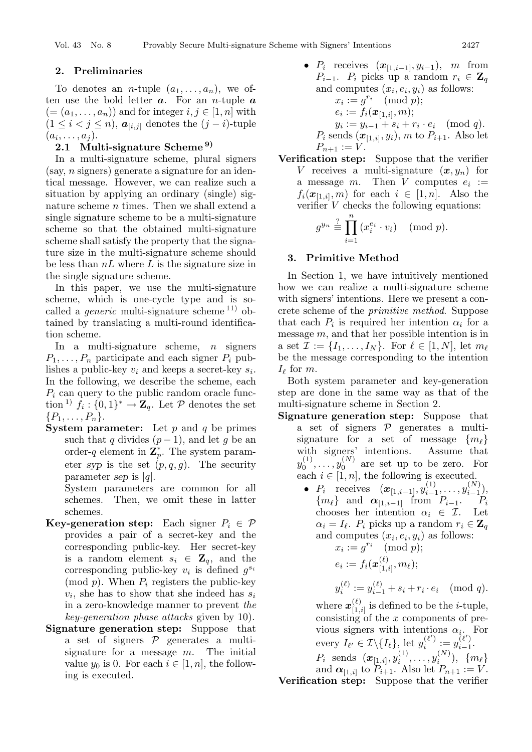## 2. Preliminaries

To denotes an $n$-tuple $(a_1, \ldots, a_n)$, we often use the bold letter $\boldsymbol{a}$. For an $n$-tuple $\boldsymbol{a}$ $(= (a_1, \ldots, a_n))$ and for integer $i, j \in [1, n]$ with $(1 \le i < j \le n)$, $\boldsymbol{a}_{[i,j]}$ denotes the $(j - i)$-tuple $(a_i, \ldots, a_j)$.

### 2.1 Multi-signature Scheme [9]

In a multi-signature scheme, plural signers (say, $n$ signers) generate a signature for an identical message. However, we can realize such a situation by applying an ordinary (single) signature scheme $n$ times. Then we shall extend a single signature scheme to be a multi-signature scheme so that the obtained multi-signature scheme shall satisfy the property that the signature size in the multi-signature scheme should be less than $nL$ where $L$ is the signature size in the single signature scheme.

In this paper, we use the multi-signature scheme, which is one-cycle type and is so-called a *generic* multi-signature scheme [11] obtained by translating a multi-round identification scheme.

In a multi-signature scheme, $n$ signers $P_1, \ldots, P_n$ participate and each signer $P_i$ publishes a public-key $v_i$ and keeps a secret-key $s_i$. In the following, we describe the scheme, each $P_i$ can query to the public random oracle function [1] $f_i : \{0,1\}^* \to \mathbf{Z}_q$. Let $\mathcal{P}$ denotes the set $\{P_1, \ldots, P_n\}$.

**System parameter:** Let $p$ and $q$ be primes such that $q$ divides $(p-1)$, and let $g$ be an order-$q$ element in $\mathbf{Z}_p^*$. The system parameter *syp* is the set $(p, q, g)$. The security parameter *sep* is $|q|$.

System parameters are common for all schemes. Then, we omit these in latter schemes.

**Key-generation step:** Each signer $P_i \in \mathcal{P}$ provides a pair of a secret-key and the corresponding public-key. Her secret-key is a random element $s_i \in \mathbf{Z}_q$, and the corresponding public-key $v_i$ is defined $g^{s_i}$ (mod $p$). When $P_i$ registers the public-key $v_i$, she has to show that she indeed has $s_i$ in a zero-knowledge manner to prevent *the key-generation phase attacks* given by 10).

**Signature generation step:** Suppose that a set of signers $\mathcal{P}$ generates a multi-signature for a message $m$. The initial value $y_0$ is 0. For each $i \in [1, n]$, the following is executed.

- $P_i$ receives $(\boldsymbol{x}_{[1,i-1]}, y_{i-1})$, $m$ from $P_{i-1}$. $P_i$ picks up a random $r_i \in \mathbf{Z}_q$ and computes $(x_i, e_i, y_i)$ as follows:
  $x_i := g^{r_i} \pmod p$;
  $e_i := f_i(\boldsymbol{x}_{[1,i]}, m)$;
  $y_i := y_{i-1} + s_i + r_i \cdot e_i \pmod q$.
  $P_i$ sends $(\boldsymbol{x}_{[1,i]}, y_i)$, $m$ to $P_{i+1}$. Also let $P_{n+1} := V$.

**Verification step:** Suppose that the verifier $V$ receives a multi-signature $(\boldsymbol{x}, y_n)$ for a message $m$. Then $V$ computes $e_i := f_i(\boldsymbol{x}_{[1,i]}, m)$ for each $i \in [1, n]$. Also the verifier $V$ checks the following equations:

$$g^{y_n} \stackrel{?}{\equiv} \prod_{i=1}^{n} (x_i^{e_i} \cdot v_i) \pmod p.$$

## 3. Primitive Method

In Section 1, we have intuitively mentioned how we can realize a multi-signature scheme with signers' intentions. Here we present a concrete scheme of the *primitive method*. Suppose that each $P_i$ is required her intention $\alpha_i$ for a message $m$, and that her possible intention is in a set $\mathcal{I} := \{I_1, \ldots, I_N\}$. For $\ell \in [1, N]$, let $m_\ell$ be the message corresponding to the intention $I_\ell$ for $m$.

Both system parameter and key-generation step are done in the same way as that of the multi-signature scheme in Section 2.

**Signature generation step:** Suppose that a set of signers $\mathcal{P}$ generates a multi-signature for a set of message $\{m_\ell\}$ with signers' intentions. Assume that $y_0^{(1)}, \ldots, y_0^{(N)}$ are set up to be zero. For each $i \in [1, n]$, the following is executed.

- $P_i$ receives $(\boldsymbol{x}_{[1,i-1]}, y_{i-1}^{(1)}, \ldots, y_{i-1}^{(N)})$, $\{m_\ell\}$ and $\boldsymbol{\alpha}_{[1,i-1]}$ from $P_{i-1}$. $P_i$ chooses her intention $\alpha_i \in \mathcal{I}$. Let $\alpha_i = I_\ell$. $P_i$ picks up a random $r_i \in \mathbf{Z}_q$ and computes $(x_i, e_i, y_i)$ as follows:
  $x_i := g^{r_i} \pmod p$;
  $e_i := f_i(\boldsymbol{x}_{[1,i]}^{(\ell)}, m_\ell)$;
  $y_i^{(\ell)} := y_{i-1}^{(\ell)} + s_i + r_i \cdot e_i \pmod q$.
  where $\boldsymbol{x}_{[1,i]}^{(\ell)}$ is defined to be the $i$-tuple, consisting of the $x$ components of previous signers with intentions $\alpha_i$. For every $I_{\ell'} \in \mathcal{I} \backslash \{I_\ell\}$, let $y_i^{(\ell')} := y_{i-1}^{(\ell')}$.
  $P_i$ sends $(\boldsymbol{x}_{[1,i]}, y_i^{(1)}, \ldots, y_i^{(N)})$, $\{m_\ell\}$ and $\boldsymbol{\alpha}_{[1,i]}$ to $P_{i+1}$. Also let $P_{n+1} := V$.

**Verification step:** Suppose that the verifier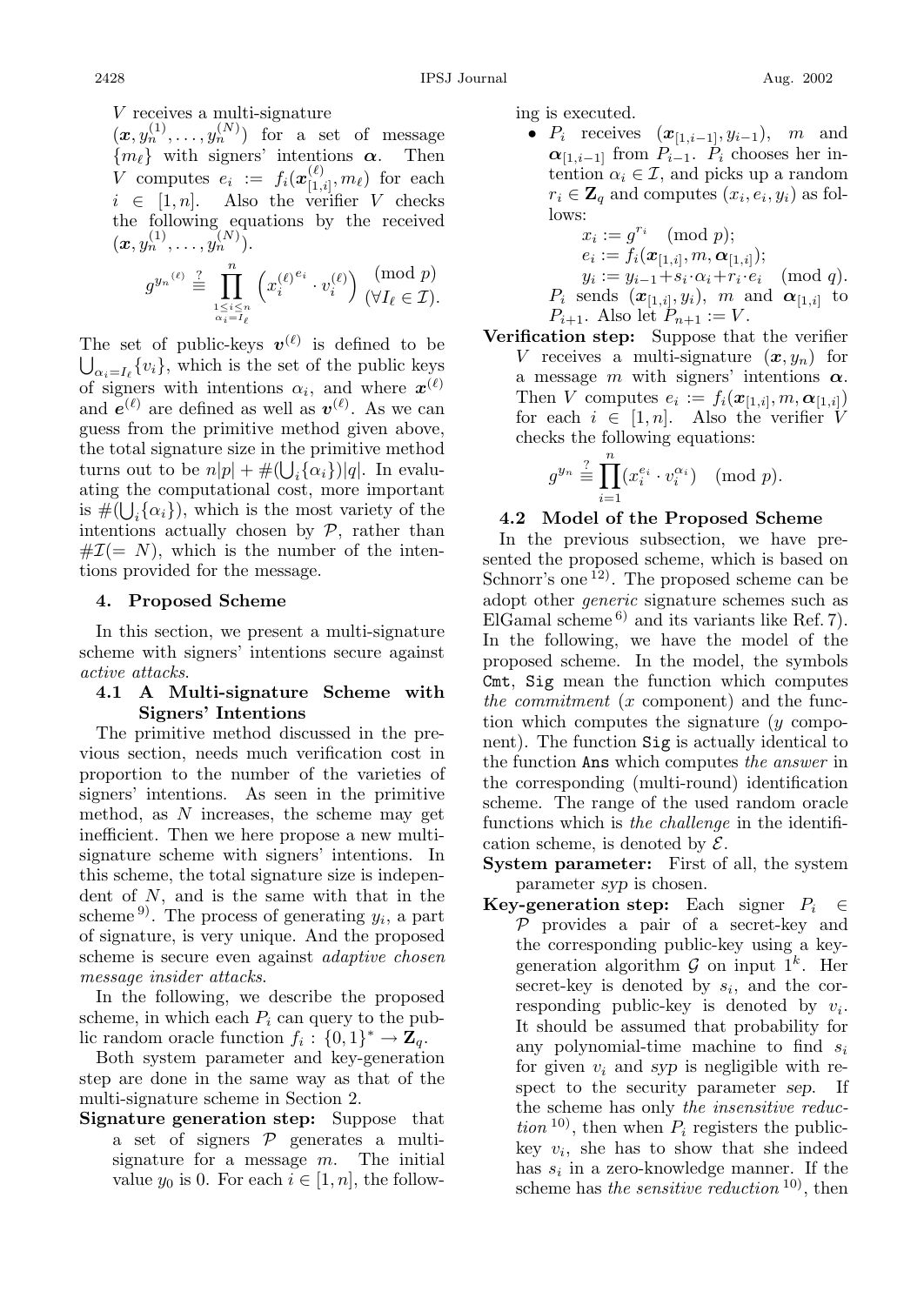$V$ receives a multi-signature $(\boldsymbol{x}, y_n^{(1)}, \ldots, y_n^{(N)})$ for a set of message $\{m_\ell\}$ with signers' intentions $\boldsymbol{\alpha}$. Then $V$ computes $e_i := f_i(\boldsymbol{x}^{(\ell)}_{[1,i]}, m_\ell)$ for each $i \in [1, n]$. Also the verifier $V$ checks the following equations by the received $(\boldsymbol{x}, y_n^{(1)}, \ldots, y_n^{(N)})$.

$$g^{y_n{}^{(\ell)}} \stackrel{?}{\equiv} \prod_{\substack{1 \le i \le n \\ \alpha_i = I_\ell}}^{n} \left( x_i^{(\ell)e_i} \cdot v_i^{(\ell)} \right) \begin{array}{l} (\mathrm{mod}\ p) \\ (\forall I_\ell \in \mathcal{I}). \end{array}$$

The set of public-keys $\boldsymbol{v}^{(\ell)}$ is defined to be $\bigcup_{\alpha_i = I_\ell}\{v_i\}$, which is the set of the public keys of signers with intentions $\alpha_i$, and where $\boldsymbol{x}^{(\ell)}$ and $\boldsymbol{e}^{(\ell)}$ are defined as well as $\boldsymbol{v}^{(\ell)}$. As we can guess from the primitive method given above, the total signature size in the primitive method turns out to be $n|p| + \#(\bigcup_i\{\alpha_i\})|q|$. In evaluating the computational cost, more important is $\#(\bigcup_i\{\alpha_i\})$, which is the most variety of the intentions actually chosen by $\mathcal{P}$, rather than $\#\mathcal{I}(= N)$, which is the number of the intentions provided for the message.

## 4. Proposed Scheme

In this section, we present a multi-signature scheme with signers' intentions secure against *active attacks*.

### 4.1 A Multi-signature Scheme with Signers' Intentions

The primitive method discussed in the previous section, needs much verification cost in proportion to the number of the varieties of signers' intentions. As seen in the primitive method, as $N$ increases, the scheme may get inefficient. Then we here propose a new multi-signature scheme with signers' intentions. In this scheme, the total signature size is independent of $N$, and is the same with that in the scheme[9]. The process of generating $y_i$, a part of signature, is very unique. And the proposed scheme is secure even against *adaptive chosen message insider attacks*.

In the following, we describe the proposed scheme, in which each $P_i$ can query to the public random oracle function $f_i : \{0,1\}^* \to \mathbf{Z}_q$.

Both system parameter and key-generation step are done in the same way as that of the multi-signature scheme in Section 2.

**Signature generation step:** Suppose that a set of signers $\mathcal{P}$ generates a multi-signature for a message $m$. The initial value $y_0$ is 0. For each $i \in [1, n]$, the following is executed.

- $P_i$ receives $(\boldsymbol{x}_{[1,i-1]}, y_{i-1})$, $m$ and $\boldsymbol{\alpha}_{[1,i-1]}$ from $P_{i-1}$. $P_i$ chooses her intention $\alpha_i \in \mathcal{I}$, and picks up a random $r_i \in \mathbf{Z}_q$ and computes $(x_i, e_i, y_i)$ as follows:

  $x_i := g^{r_i} \pmod p$;
  $e_i := f_i(\boldsymbol{x}_{[1,i]}, m, \boldsymbol{\alpha}_{[1,i]})$;
  $y_i := y_{i-1} + s_i \cdot \alpha_i + r_i \cdot e_i \pmod q$.

  $P_i$ sends $(\boldsymbol{x}_{[1,i]}, y_i)$, $m$ and $\boldsymbol{\alpha}_{[1,i]}$ to $P_{i+1}$. Also let $P_{n+1} := V$.

**Verification step:** Suppose that the verifier $V$ receives a multi-signature $(\boldsymbol{x}, y_n)$ for a message $m$ with signers' intentions $\boldsymbol{\alpha}$. Then $V$ computes $e_i := f_i(\boldsymbol{x}_{[1,i]}, m, \boldsymbol{\alpha}_{[1,i]})$ for each $i \in [1, n]$. Also the verifier $V$ checks the following equations:

$$g^{y_n} \stackrel{?}{\equiv} \prod_{i=1}^{n} (x_i^{e_i} \cdot v_i^{\alpha_i}) \pmod p.$$

### 4.2 Model of the Proposed Scheme

In the previous subsection, we have presented the proposed scheme, which is based on Schnorr's one[12]. The proposed scheme can be adopt other *generic* signature schemes such as ElGamal scheme[6] and its variants like Ref. 7). In the following, we have the model of the proposed scheme. In the model, the symbols `Cmt`, `Sig` mean the function which computes *the commitment* ($x$ component) and the function which computes the signature ($y$ component). The function `Sig` is actually identical to the function `Ans` which computes *the answer* in the corresponding (multi-round) identification scheme. The range of the used random oracle functions which is *the challenge* in the identification scheme, is denoted by $\mathcal{E}$.

**System parameter:** First of all, the system parameter *syp* is chosen.

**Key-generation step:** Each signer $P_i \in \mathcal{P}$ provides a pair of a secret-key and the corresponding public-key using a key-generation algorithm $\mathcal{G}$ on input $1^k$. Her secret-key is denoted by $s_i$, and the corresponding public-key is denoted by $v_i$. It should be assumed that probability for any polynomial-time machine to find $s_i$ for given $v_i$ and *syp* is negligible with respect to the security parameter *sep*. If the scheme has only *the insensitive reduction*[10], then when $P_i$ registers the public-key $v_i$, she has to show that she indeed has $s_i$ in a zero-knowledge manner. If the scheme has *the sensitive reduction*[10], then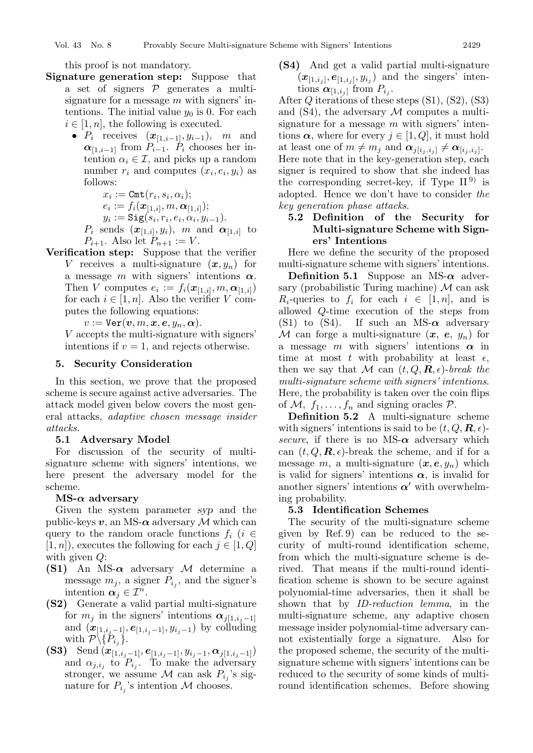this proof is not mandatory.

**Signature generation step:** Suppose that a set of signers $\mathcal{P}$ generates a multi-signature for a message $m$ with signers' intentions. The initial value $y_0$ is 0. For each $i \in [1, n]$, the following is executed.

- $P_i$ receives $(\boldsymbol{x}_{[1,i-1]}, y_{i-1})$, $m$ and $\boldsymbol{\alpha}_{[1,i-1]}$ from $P_{i-1}$. $P_i$ chooses her intention $\alpha_i \in \mathcal{I}$, and picks up a random number $r_i$ and computes $(x_i, e_i, y_i)$ as follows:

  $x_i := \mathtt{Cmt}(r_i, s_i, \alpha_i)$;
  $e_i := f_i(\boldsymbol{x}_{[1,i]}, m, \boldsymbol{\alpha}_{[1,i]})$;
  $y_i := \mathtt{Sig}(s_i, r_i, e_i, \alpha_i, y_{i-1})$.

  $P_i$ sends $(\boldsymbol{x}_{[1,i]}, y_i)$, $m$ and $\boldsymbol{\alpha}_{[1,i]}$ to $P_{i+1}$. Also let $P_{n+1} := V$.

**Verification step:** Suppose that the verifier $V$ receives a multi-signature $(\boldsymbol{x}, y_n)$ for a message $m$ with signers' intentions $\boldsymbol{\alpha}$. Then $V$ computes $e_i := f_i(\boldsymbol{x}_{[1,i]}, m, \boldsymbol{\alpha}_{[1,i]})$ for each $i \in [1, n]$. Also the verifier $V$ computes the following equations:

$v := \mathtt{Ver}(\boldsymbol{v}, m, \boldsymbol{x}, \boldsymbol{e}, y_n, \boldsymbol{\alpha})$.

$V$ accepts the multi-signature with signers' intentions if $v = 1$, and rejects otherwise.

## 5. Security Consideration

In this section, we prove that the proposed scheme is secure against active adversaries. The attack model given below covers the most general attacks, *adaptive chosen message insider attacks*.

### 5.1 Adversary Model

For discussion of the security of multi-signature scheme with signers' intentions, we here present the adversary model for the scheme.

**MS-$\boldsymbol{\alpha}$ adversary**

Given the system parameter *syp* and the public-keys $\boldsymbol{v}$, an MS-$\boldsymbol{\alpha}$ adversary $\mathcal{M}$ which can query to the random oracle functions $f_i$ ($i \in [1, n]$), executes the following for each $j \in [1, Q]$ with given $Q$:

**(S1)** An MS-$\boldsymbol{\alpha}$ adversary $\mathcal{M}$ determine a message $m_j$, a signer $P_{i_j}$, and the signer's intention $\boldsymbol{\alpha}_j \in \mathcal{I}^n$.

**(S2)** Generate a valid partial multi-signature for $m_j$ in the signers' intentions $\boldsymbol{\alpha}_{j[1,i_j-1]}$ and $(\boldsymbol{x}_{[1,i_j-1]}, \boldsymbol{e}_{[1,i_j-1]}, y_{i_j-1})$ by colluding with $\mathcal{P}\backslash\{P_{i_j}\}$.

**(S3)** Send $(\boldsymbol{x}_{[1,i_j-1]}, \boldsymbol{e}_{[1,i_j-1]}, y_{i_j-1}, \boldsymbol{\alpha}_{j[1,i_j-1]})$ and $\alpha_{j,i_j}$ to $P_{i_j}$. To make the adversary stronger, we assume $\mathcal{M}$ can ask $P_{i_j}$'s signature for $P_{i_j}$'s intention $\mathcal{M}$ chooses.

**(S4)** And get a valid partial multi-signature $(\boldsymbol{x}_{[1,i_j]}, \boldsymbol{e}_{[1,i_j]}, y_{i_j})$ and the singers' intentions $\boldsymbol{\alpha}_{[1,i_j]}$ from $P_{i_j}$.

After $Q$ iterations of these steps (S1), (S2), (S3) and (S4), the adversary $\mathcal{M}$ computes a multi-signature for a message $m$ with signers' intentions $\boldsymbol{\alpha}$, where for every $j \in [1, Q]$, it must hold at least one of $m \neq m_j$ and $\boldsymbol{\alpha}_{j[i_j,i_j]} \neq \boldsymbol{\alpha}_{[i_j,i_j]}$. Here note that in the key-generation step, each signer is required to show that she indeed has the corresponding secret-key, if Type II [9] is adopted. Hence we don't have to consider *the key generation phase attacks*.

### 5.2 Definition of the Security for Multi-signature Scheme with Signers' Intentions

Here we define the security of the proposed multi-signature scheme with signers' intentions.

**Definition 5.1** Suppose an MS-$\boldsymbol{\alpha}$ adversary (probabilistic Turing machine) $\mathcal{M}$ can ask $R_i$-queries to $f_i$ for each $i \in [1, n]$, and is allowed $Q$-time execution of the steps from (S1) to (S4). If such an MS-$\boldsymbol{\alpha}$ adversary $\mathcal{M}$ can forge a multi-signature $(\boldsymbol{x}, \boldsymbol{e}, y_n)$ for a message $m$ with signers' intentions $\boldsymbol{\alpha}$ in time at most $t$ with probability at least $\epsilon$, then we say that $\mathcal{M}$ can $(t, Q, \boldsymbol{R}, \epsilon)$*-break the multi-signature scheme with signers' intentions*. Here, the probability is taken over the coin flips of $\mathcal{M}$, $f_1, \ldots, f_n$ and signing oracles $\mathcal{P}$.

**Definition 5.2** A multi-signature scheme with signers' intentions is said to be $(t, Q, \boldsymbol{R}, \epsilon)$*-secure*, if there is no MS-$\boldsymbol{\alpha}$ adversary which can $(t, Q, \boldsymbol{R}, \epsilon)$-break the scheme, and if for a message $m$, a multi-signature $(\boldsymbol{x}, \boldsymbol{e}, y_n)$ which is valid for signers' intentions $\boldsymbol{\alpha}$, is invalid for another signers' intentions $\boldsymbol{\alpha}'$ with overwhelming probability.

### 5.3 Identification Schemes

The security of the multi-signature scheme given by Ref. 9) can be reduced to the security of multi-round identification scheme, from which the multi-signature scheme is derived. That means if the multi-round identification scheme is shown to be secure against polynomial-time adversaries, then it shall be shown that by *ID-reduction lemma*, in the multi-signature scheme, any adaptive chosen message insider polynomial-time adversary cannot existentially forge a signature. Also for the proposed scheme, the security of the multi-signature scheme with signers' intentions can be reduced to the security of some kinds of multi-round identification schemes. Before showing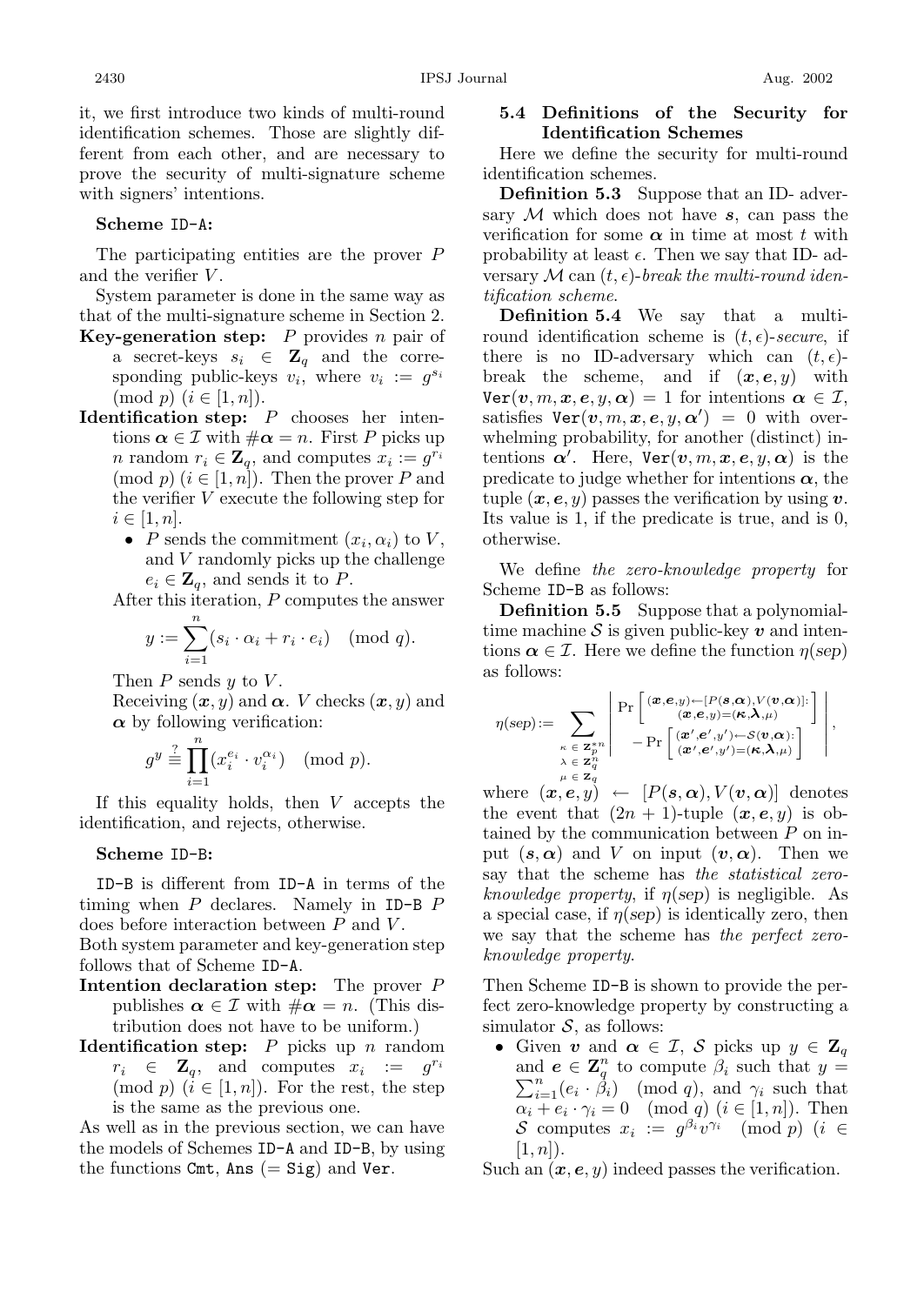it, we first introduce two kinds of multi-round identification schemes. Those are slightly different from each other, and are necessary to prove the security of multi-signature scheme with signers' intentions.

**Scheme ID-A:**

The participating entities are the prover $P$ and the verifier $V$.

System parameter is done in the same way as that of the multi-signature scheme in Section 2.

**Key-generation step:** $P$ provides $n$ pair of a secret-keys $s_i \in \mathbf{Z}_q$ and the corresponding public-keys $v_i$, where $v_i := g^{s_i} \pmod p$ $(i \in [1, n])$.

**Identification step:** $P$ chooses her intentions $\boldsymbol{\alpha} \in \mathcal{I}$ with $\#\boldsymbol{\alpha} = n$. First $P$ picks up $n$ random $r_i \in \mathbf{Z}_q$, and computes $x_i := g^{r_i} \pmod p$ $(i \in [1, n])$. Then the prover $P$ and the verifier $V$ execute the following step for $i \in [1, n]$.

- $P$ sends the commitment $(x_i, \alpha_i)$ to $V$, and $V$ randomly picks up the challenge $e_i \in \mathbf{Z}_q$, and sends it to $P$.

After this iteration, $P$ computes the answer

$$y := \sum_{i=1}^{n} (s_i \cdot \alpha_i + r_i \cdot e_i) \pmod q.$$

Then $P$ sends $y$ to $V$.

Receiving $(\boldsymbol{x}, y)$ and $\boldsymbol{\alpha}$. $V$ checks $(\boldsymbol{x}, y)$ and $\boldsymbol{\alpha}$ by following verification:

$$g^y \stackrel{?}{\equiv} \prod_{i=1}^{n} (x_i^{e_i} \cdot v_i^{\alpha_i}) \pmod p.$$

If this equality holds, then $V$ accepts the identification, and rejects, otherwise.

**Scheme ID-B:**

ID-B is different from ID-A in terms of the timing when $P$ declares. Namely in ID-B $P$ does before interaction between $P$ and $V$.

Both system parameter and key-generation step follows that of Scheme ID-A.

**Intention declaration step:** The prover $P$ publishes $\boldsymbol{\alpha} \in \mathcal{I}$ with $\#\boldsymbol{\alpha} = n$. (This distribution does not have to be uniform.)

**Identification step:** $P$ picks up $n$ random $r_i \in \mathbf{Z}_q$, and computes $x_i := g^{r_i} \pmod p$ $(i \in [1, n])$. For the rest, the step is the same as the previous one.

As well as in the previous section, we can have the models of Schemes ID-A and ID-B, by using the functions Cmt, Ans (= Sig) and Ver.

### 5.4 Definitions of the Security for Identification Schemes

Here we define the security for multi-round identification schemes.

**Definition 5.3** Suppose that an ID- adversary $\mathcal{M}$ which does not have $\boldsymbol{s}$, can pass the verification for some $\boldsymbol{\alpha}$ in time at most $t$ with probability at least $\epsilon$. Then we say that ID- adversary $\mathcal{M}$ can $(t, \epsilon)$-*break the multi-round identification scheme*.

**Definition 5.4** We say that a multi-round identification scheme is $(t, \epsilon)$-*secure*, if there is no ID-adversary which can $(t, \epsilon)$-break the scheme, and if $(\boldsymbol{x}, \boldsymbol{e}, y)$ with $\mathtt{Ver}(\boldsymbol{v}, m, \boldsymbol{x}, \boldsymbol{e}, y, \boldsymbol{\alpha}) = 1$ for intentions $\boldsymbol{\alpha} \in \mathcal{I}$, satisfies $\mathtt{Ver}(\boldsymbol{v}, m, \boldsymbol{x}, \boldsymbol{e}, y, \boldsymbol{\alpha}') = 0$ with overwhelming probability, for another (distinct) intentions $\boldsymbol{\alpha}'$. Here, $\mathtt{Ver}(\boldsymbol{v}, m, \boldsymbol{x}, \boldsymbol{e}, y, \boldsymbol{\alpha})$ is the predicate to judge whether for intentions $\boldsymbol{\alpha}$, the tuple $(\boldsymbol{x}, \boldsymbol{e}, y)$ passes the verification by using $\boldsymbol{v}$. Its value is 1, if the predicate is true, and is 0, otherwise.

We define *the zero-knowledge property* for Scheme ID-B as follows:

**Definition 5.5** Suppose that a polynomial-time machine $\mathcal{S}$ is given public-key $\boldsymbol{v}$ and intentions $\boldsymbol{\alpha} \in \mathcal{I}$. Here we define the function $\eta(sep)$ as follows:

$$\eta(sep) := \sum_{\substack{\kappa \in \mathbf{Z}_p^{*n} \\ \lambda \in \mathbf{Z}_q^n \\ \mu \in \mathbf{Z}_q}} \left| \Pr\left[ \begin{smallmatrix} (\boldsymbol{x},\boldsymbol{e},y) \leftarrow [P(\boldsymbol{s},\boldsymbol{\alpha}), V(\boldsymbol{v},\boldsymbol{\alpha})]: \\ (\boldsymbol{x},\boldsymbol{e},y) = (\boldsymbol{\kappa},\boldsymbol{\lambda},\mu) \end{smallmatrix} \right] - \Pr\left[ \begin{smallmatrix} (\boldsymbol{x}',\boldsymbol{e}',y') \leftarrow \mathcal{S}(\boldsymbol{v},\boldsymbol{\alpha}): \\ (\boldsymbol{x}',\boldsymbol{e}',y') = (\boldsymbol{\kappa},\boldsymbol{\lambda},\mu) \end{smallmatrix} \right] \right|,$$

where $(\boldsymbol{x}, \boldsymbol{e}, y) \leftarrow [P(\boldsymbol{s}, \boldsymbol{\alpha}), V(\boldsymbol{v}, \boldsymbol{\alpha})]$ denotes the event that $(2n+1)$-tuple $(\boldsymbol{x}, \boldsymbol{e}, y)$ is obtained by the communication between $P$ on input $(\boldsymbol{s}, \boldsymbol{\alpha})$ and $V$ on input $(\boldsymbol{v}, \boldsymbol{\alpha})$. Then we say that the scheme has *the statistical zero-knowledge property*, if $\eta(sep)$ is negligible. As a special case, if $\eta(sep)$ is identically zero, then we say that the scheme has *the perfect zero-knowledge property*.

Then Scheme ID-B is shown to provide the perfect zero-knowledge property by constructing a simulator $\mathcal{S}$, as follows:

- Given $\boldsymbol{v}$ and $\boldsymbol{\alpha} \in \mathcal{I}$, $\mathcal{S}$ picks up $y \in \mathbf{Z}_q$ and $\boldsymbol{e} \in \mathbf{Z}_q^n$ to compute $\beta_i$ such that $y = \sum_{i=1}^{n} (e_i \cdot \beta_i) \pmod q$, and $\gamma_i$ such that $\alpha_i + e_i \cdot \gamma_i = 0 \pmod q$ $(i \in [1, n])$. Then $\mathcal{S}$ computes $x_i := g^{\beta_i} v^{\gamma_i} \pmod p$ $(i \in [1, n])$.

Such an $(\boldsymbol{x}, \boldsymbol{e}, y)$ indeed passes the verification.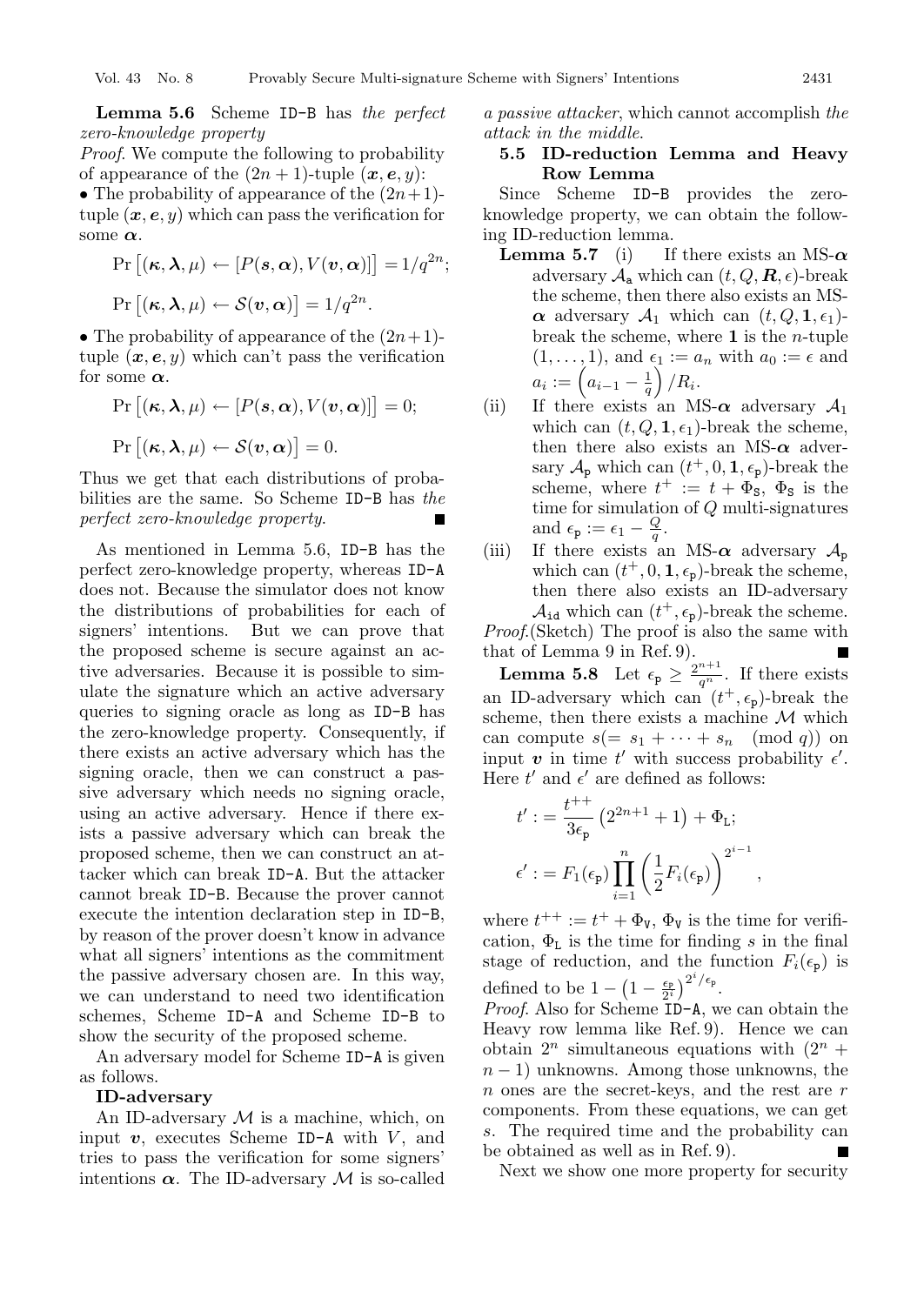**Lemma 5.6** Scheme ID-B has *the perfect zero-knowledge property*

*Proof.* We compute the following to probability of appearance of the $(2n+1)$-tuple $(\boldsymbol{x}, \boldsymbol{e}, y)$:

• The probability of appearance of the $(2n+1)$-tuple $(\boldsymbol{x}, \boldsymbol{e}, y)$ which can pass the verification for some $\boldsymbol{\alpha}$.

$$\Pr\left[(\boldsymbol{\kappa}, \boldsymbol{\lambda}, \mu) \leftarrow [P(\boldsymbol{s}, \boldsymbol{\alpha}), V(\boldsymbol{v}, \boldsymbol{\alpha})]\right] = 1/q^{2n};$$

$$\Pr\left[(\boldsymbol{\kappa}, \boldsymbol{\lambda}, \mu) \leftarrow \mathcal{S}(\boldsymbol{v}, \boldsymbol{\alpha})\right] = 1/q^{2n}.$$

• The probability of appearance of the $(2n+1)$-tuple $(\boldsymbol{x}, \boldsymbol{e}, y)$ which can't pass the verification for some $\boldsymbol{\alpha}$.

$$\Pr\left[(\boldsymbol{\kappa}, \boldsymbol{\lambda}, \mu) \leftarrow [P(\boldsymbol{s}, \boldsymbol{\alpha}), V(\boldsymbol{v}, \boldsymbol{\alpha})]\right] = 0;$$

$$\Pr\left[(\boldsymbol{\kappa}, \boldsymbol{\lambda}, \mu) \leftarrow \mathcal{S}(\boldsymbol{v}, \boldsymbol{\alpha})\right] = 0.$$

Thus we get that each distributions of probabilities are the same. So Scheme ID-B has *the perfect zero-knowledge property.* ■

As mentioned in Lemma 5.6, ID-B has the perfect zero-knowledge property, whereas ID-A does not. Because the simulator does not know the distributions of probabilities for each of signers' intentions. But we can prove that the proposed scheme is secure against an active adversaries. Because it is possible to simulate the signature which an active adversary queries to signing oracle as long as ID-B has the zero-knowledge property. Consequently, if there exists an active adversary which has the signing oracle, then we can construct a passive adversary which needs no signing oracle, using an active adversary. Hence if there exists a passive adversary which can break the proposed scheme, then we can construct an attacker which can break ID-A. But the attacker cannot break ID-B. Because the prover cannot execute the intention declaration step in ID-B, by reason of the prover doesn't know in advance what all signers' intentions as the commitment the passive adversary chosen are. In this way, we can understand to need two identification schemes, Scheme ID-A and Scheme ID-B to show the security of the proposed scheme.

An adversary model for Scheme ID-A is given as follows.

**ID-adversary**

An ID-adversary $\mathcal{M}$ is a machine, which, on input $\boldsymbol{v}$, executes Scheme ID-A with $V$, and tries to pass the verification for some signers' intentions $\boldsymbol{\alpha}$. The ID-adversary $\mathcal{M}$ is so-called *a passive attacker*, which cannot accomplish *the attack in the middle*.

### 5.5 ID-reduction Lemma and Heavy Row Lemma

Since Scheme ID-B provides the zero-knowledge property, we can obtain the following ID-reduction lemma.

**Lemma 5.7** (i) If there exists an MS-$\boldsymbol{\alpha}$ adversary $\mathcal{A}_{\mathtt{a}}$ which can $(t, Q, \boldsymbol{R}, \epsilon)$-break the scheme, then there also exists an MS-$\boldsymbol{\alpha}$ adversary $\mathcal{A}_1$ which can $(t, Q, \mathbf{1}, \epsilon_1)$-break the scheme, where $\mathbf{1}$ is the $n$-tuple $(1, \ldots, 1)$, and $\epsilon_1 := a_n$ with $a_0 := \epsilon$ and $a_i := \left(a_{i-1} - \frac{1}{q}\right)/R_i$.

(ii) If there exists an MS-$\boldsymbol{\alpha}$ adversary $\mathcal{A}_1$ which can $(t, Q, \mathbf{1}, \epsilon_1)$-break the scheme, then there also exists an MS-$\boldsymbol{\alpha}$ adversary $\mathcal{A}_{\mathtt{p}}$ which can $(t^+, 0, \mathbf{1}, \epsilon_{\mathtt{p}})$-break the scheme, where $t^+ := t + \Phi_{\mathtt{S}}$, $\Phi_{\mathtt{S}}$ is the time for simulation of $Q$ multi-signatures and $\epsilon_{\mathtt{p}} := \epsilon_1 - \frac{Q}{q}$.

(iii) If there exists an MS-$\boldsymbol{\alpha}$ adversary $\mathcal{A}_{\mathtt{p}}$ which can $(t^+, 0, \mathbf{1}, \epsilon_{\mathtt{p}})$-break the scheme, then there also exists an ID-adversary $\mathcal{A}_{\mathtt{id}}$ which can $(t^+, \epsilon_{\mathtt{p}})$-break the scheme.

*Proof.*(Sketch) The proof is also the same with that of Lemma 9 in Ref. 9). ■

**Lemma 5.8** Let $\epsilon_{\mathtt{p}} \geq \frac{2^{n+1}}{q^n}$. If there exists an ID-adversary which can $(t^+, \epsilon_{\mathtt{p}})$-break the scheme, then there exists a machine $\mathcal{M}$ which can compute $s (= s_1 + \cdots + s_n \pmod q)$ on input $\boldsymbol{v}$ in time $t'$ with success probability $\epsilon'$. Here $t'$ and $\epsilon'$ are defined as follows:

$$t' := \frac{t^{++}}{3\epsilon_{\mathtt{p}}}\left(2^{2n+1} + 1\right) + \Phi_{\mathtt{L}};$$

$$\epsilon' := F_1(\epsilon_{\mathtt{p}}) \prod_{i=1}^{n} \left(\frac{1}{2} F_i(\epsilon_{\mathtt{p}})\right)^{2^{i-1}},$$

where $t^{++} := t^+ + \Phi_{\mathtt{V}}$, $\Phi_{\mathtt{V}}$ is the time for verification, $\Phi_{\mathtt{L}}$ is the time for finding $s$ in the final stage of reduction, and the function $F_i(\epsilon_{\mathtt{p}})$ is defined to be $1 - \left(1 - \frac{\epsilon_{\mathtt{p}}}{2^i}\right)^{2^i/\epsilon_{\mathtt{p}}}$.

*Proof.* Also for Scheme ID-A, we can obtain the Heavy row lemma like Ref. 9). Hence we can obtain $2^n$ simultaneous equations with $(2^n + n - 1)$ unknowns. Among those unknowns, the $n$ ones are the secret-keys, and the rest are $r$ components. From these equations, we can get $s$. The required time and the probability can be obtained as well as in Ref. 9). ■

Next we show one more property for security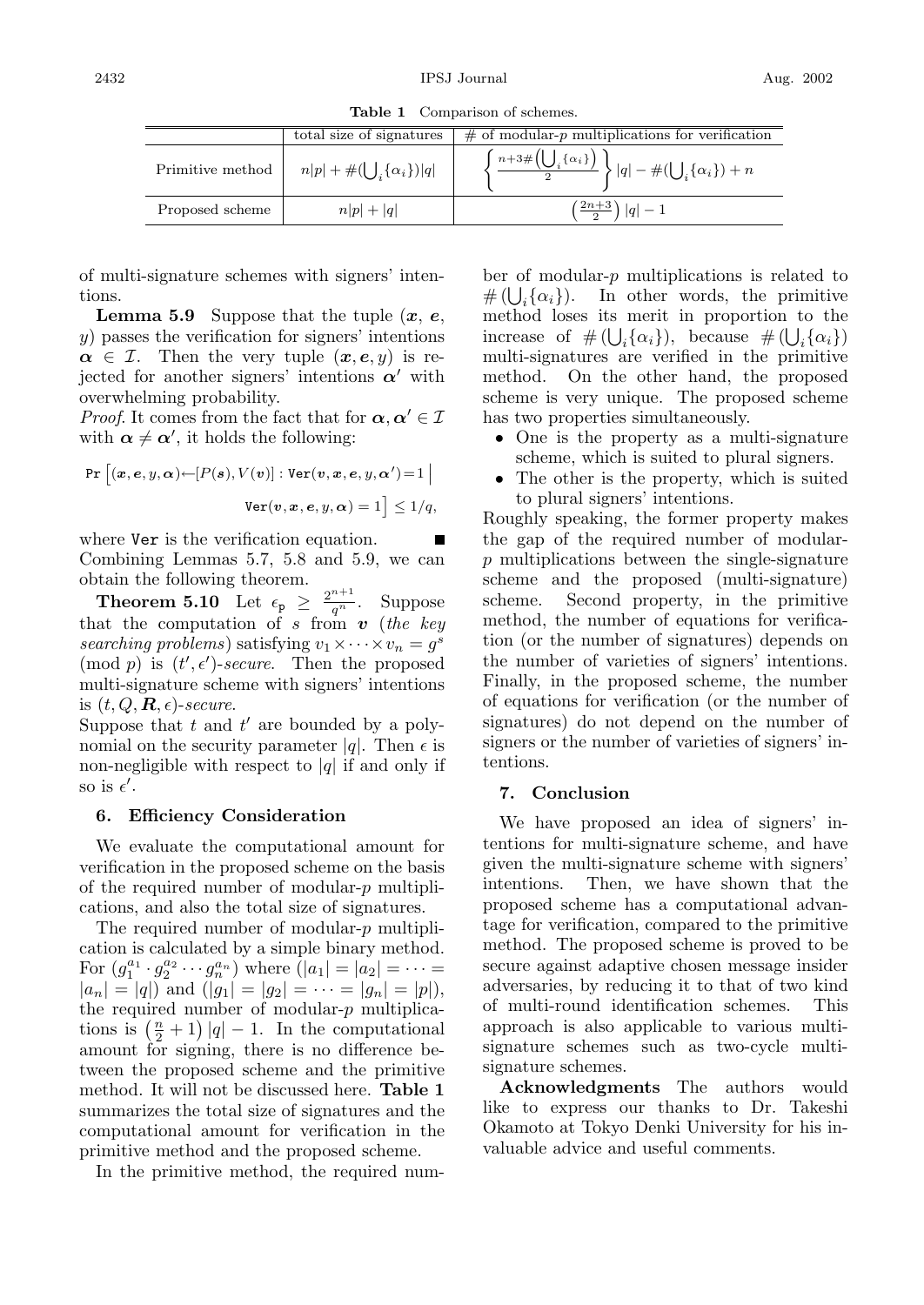**Table 1** Comparison of schemes.

| | total size of signatures | # of modular-$p$ multiplications for verification |
|---|---|---|
| Primitive method | $n\|p\| + \#(\bigcup_i \{\alpha_i\})\|q\|$ | $\left\{ \frac{n+3\#\left(\bigcup_i \{\alpha_i\}\right)}{2} \right\} \|q\| - \#(\bigcup_i \{\alpha_i\}) + n$ |
| Proposed scheme | $n\|p\| + \|q\|$ | $\left(\frac{2n+3}{2}\right) \|q\| - 1$ |

of multi-signature schemes with signers' intentions.

**Lemma 5.9** Suppose that the tuple $(\boldsymbol{x}, \boldsymbol{e}, y)$ passes the verification for signers' intentions $\boldsymbol{\alpha} \in \mathcal{I}$. Then the very tuple $(\boldsymbol{x}, \boldsymbol{e}, y)$ is rejected for another signers' intentions $\boldsymbol{\alpha}'$ with overwhelming probability.

*Proof.* It comes from the fact that for $\boldsymbol{\alpha}, \boldsymbol{\alpha}' \in \mathcal{I}$ with $\boldsymbol{\alpha} \neq \boldsymbol{\alpha}'$, it holds the following:

$$\texttt{Pr}\left[(\boldsymbol{x}, \boldsymbol{e}, y, \boldsymbol{\alpha}) \leftarrow [P(\boldsymbol{s}), V(\boldsymbol{v})] : \texttt{Ver}(\boldsymbol{v}, \boldsymbol{x}, \boldsymbol{e}, y, \boldsymbol{\alpha}') = 1 \,\middle|\, \texttt{Ver}(\boldsymbol{v}, \boldsymbol{x}, \boldsymbol{e}, y, \boldsymbol{\alpha}) = 1\right] \leq 1/q,$$

where Ver is the verification equation. ■

Combining Lemmas 5.7, 5.8 and 5.9, we can obtain the following theorem.

**Theorem 5.10** Let $\epsilon_{\mathtt{p}} \geq \frac{2^{n+1}}{q^n}$. Suppose that the computation of $s$ from $\boldsymbol{v}$ (*the key searching problems*) satisfying $v_1 \times \cdots \times v_n = g^s \pmod p$ is $(t', \epsilon')$-*secure*. Then the proposed multi-signature scheme with signers' intentions is $(t, Q, \boldsymbol{R}, \epsilon)$-*secure*.

Suppose that $t$ and $t'$ are bounded by a polynomial on the security parameter $|q|$. Then $\epsilon$ is non-negligible with respect to $|q|$ if and only if so is $\epsilon'$.

## 6. Efficiency Consideration

We evaluate the computational amount for verification in the proposed scheme on the basis of the required number of modular-$p$ multiplications, and also the total size of signatures.

The required number of modular-$p$ multiplication is calculated by a simple binary method. For $(g_1^{a_1} \cdot g_2^{a_2} \cdots g_n^{a_n})$ where $(|a_1| = |a_2| = \cdots = |a_n| = |q|)$ and $(|g_1| = |g_2| = \cdots = |g_n| = |p|)$, the required number of modular-$p$ multiplications is $\left(\frac{n}{2} + 1\right)|q| - 1$. In the computational amount for signing, there is no difference between the proposed scheme and the primitive method. It will not be discussed here. **Table 1** summarizes the total size of signatures and the computational amount for verification in the primitive method and the proposed scheme.

In the primitive method, the required number of modular-$p$ multiplications is related to $\#(\bigcup_i \{\alpha_i\})$. In other words, the primitive method loses its merit in proportion to the increase of $\#(\bigcup_i \{\alpha_i\})$, because $\#(\bigcup_i \{\alpha_i\})$ multi-signatures are verified in the primitive method. On the other hand, the proposed scheme is very unique. The proposed scheme has two properties simultaneously.

- One is the property as a multi-signature scheme, which is suited to plural signers.
- The other is the property, which is suited to plural signers' intentions.

Roughly speaking, the former property makes the gap of the required number of modular-$p$ multiplications between the single-signature scheme and the proposed (multi-signature) scheme. Second property, in the primitive method, the number of equations for verification (or the number of signatures) depends on the number of varieties of signers' intentions. Finally, in the proposed scheme, the number of equations for verification (or the number of signatures) do not depend on the number of signers or the number of varieties of signers' intentions.

## 7. Conclusion

We have proposed an idea of signers' intentions for multi-signature scheme, and have given the multi-signature scheme with signers' intentions. Then, we have shown that the proposed scheme has a computational advantage for verification, compared to the primitive method. The proposed scheme is proved to be secure against adaptive chosen message insider adversaries, by reducing it to that of two kind of multi-round identification schemes. This approach is also applicable to various multi-signature schemes such as two-cycle multi-signature schemes.

**Acknowledgments** The authors would like to express our thanks to Dr. Takeshi Okamoto at Tokyo Denki University for his invaluable advice and useful comments.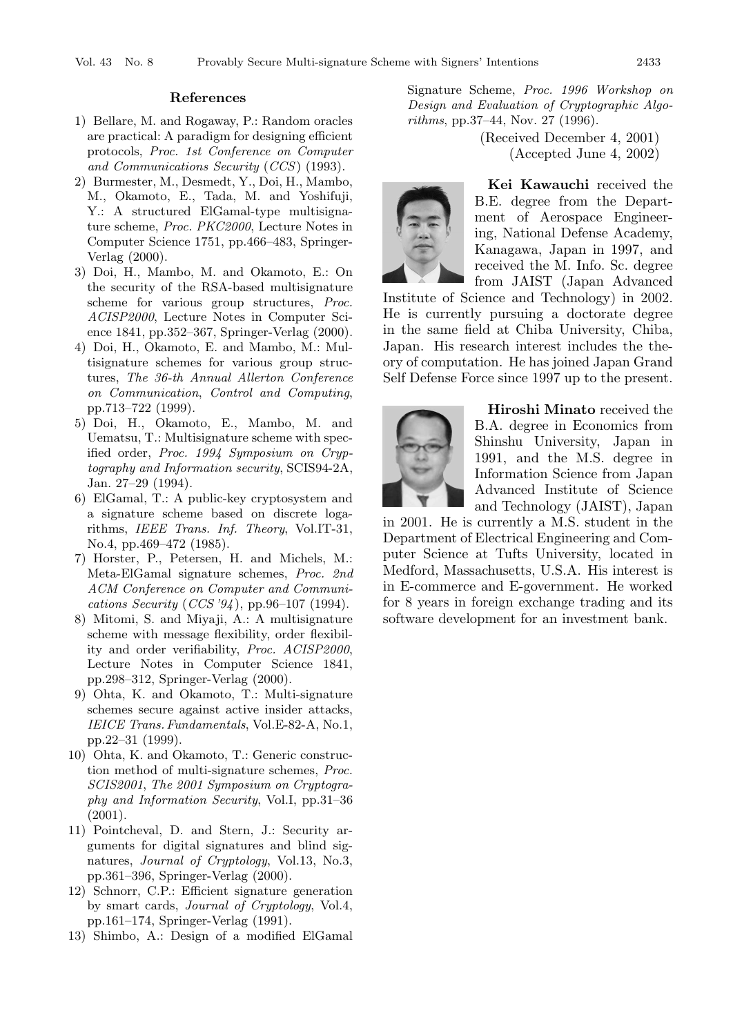## References

1) Bellare, M. and Rogaway, P.: Random oracles are practical: A paradigm for designing efficient protocols, *Proc. 1st Conference on Computer and Communications Security* (*CCS*) (1993).
2) Burmester, M., Desmedt, Y., Doi, H., Mambo, M., Okamoto, E., Tada, M. and Yoshifuji, Y.: A structured ElGamal-type multisignature scheme, *Proc. PKC2000*, Lecture Notes in Computer Science 1751, pp.466–483, Springer-Verlag (2000).
3) Doi, H., Mambo, M. and Okamoto, E.: On the security of the RSA-based multisignature scheme for various group structures, *Proc. ACISP2000*, Lecture Notes in Computer Science 1841, pp.352–367, Springer-Verlag (2000).
4) Doi, H., Okamoto, E. and Mambo, M.: Multisignature schemes for various group structures, *The 36-th Annual Allerton Conference on Communication, Control and Computing*, pp.713–722 (1999).
5) Doi, H., Okamoto, E., Mambo, M. and Uematsu, T.: Multisignature scheme with specified order, *Proc. 1994 Symposium on Cryptography and Information security*, SCIS94-2A, Jan. 27–29 (1994).
6) ElGamal, T.: A public-key cryptosystem and a signature scheme based on discrete logarithms, *IEEE Trans. Inf. Theory*, Vol.IT-31, No.4, pp.469–472 (1985).
7) Horster, P., Petersen, H. and Michels, M.: Meta-ElGamal signature schemes, *Proc. 2nd ACM Conference on Computer and Communications Security* (*CCS '94*), pp.96–107 (1994).
8) Mitomi, S. and Miyaji, A.: A multisignature scheme with message flexibility, order flexibility and order verifiability, *Proc. ACISP2000*, Lecture Notes in Computer Science 1841, pp.298–312, Springer-Verlag (2000).
9) Ohta, K. and Okamoto, T.: Multi-signature schemes secure against active insider attacks, *IEICE Trans. Fundamentals*, Vol.E-82-A, No.1, pp.22–31 (1999).
10) Ohta, K. and Okamoto, T.: Generic construction method of multi-signature schemes, *Proc. SCIS2001*, *The 2001 Symposium on Cryptography and Information Security*, Vol.I, pp.31–36 (2001).
11) Pointcheval, D. and Stern, J.: Security arguments for digital signatures and blind signatures, *Journal of Cryptology*, Vol.13, No.3, pp.361–396, Springer-Verlag (2000).
12) Schnorr, C.P.: Efficient signature generation by smart cards, *Journal of Cryptology*, Vol.4, pp.161–174, Springer-Verlag (1991).
13) Shimbo, A.: Design of a modified ElGamal Signature Scheme, *Proc. 1996 Workshop on Design and Evaluation of Cryptographic Algorithms*, pp.37–44, Nov. 27 (1996).

(Received December 4, 2001)
(Accepted June 4, 2002)

**Kei Kawauchi** received the B.E. degree from the Department of Aerospace Engineering, National Defense Academy, Kanagawa, Japan in 1997, and received the M. Info. Sc. degree from JAIST (Japan Advanced Institute of Science and Technology) in 2002. He is currently pursuing a doctorate degree in the same field at Chiba University, Chiba, Japan. His research interest includes the theory of computation. He has joined Japan Grand Self Defense Force since 1997 up to the present.

**Hiroshi Minato** received the B.A. degree in Economics from Shinshu University, Japan in 1991, and the M.S. degree in Information Science from Japan Advanced Institute of Science and Technology (JAIST), Japan in 2001. He is currently a M.S. student in the Department of Electrical Engineering and Computer Science at Tufts University, located in Medford, Massachusetts, U.S.A. His interest is in E-commerce and E-government. He worked for 8 years in foreign exchange trading and its software development for an investment bank.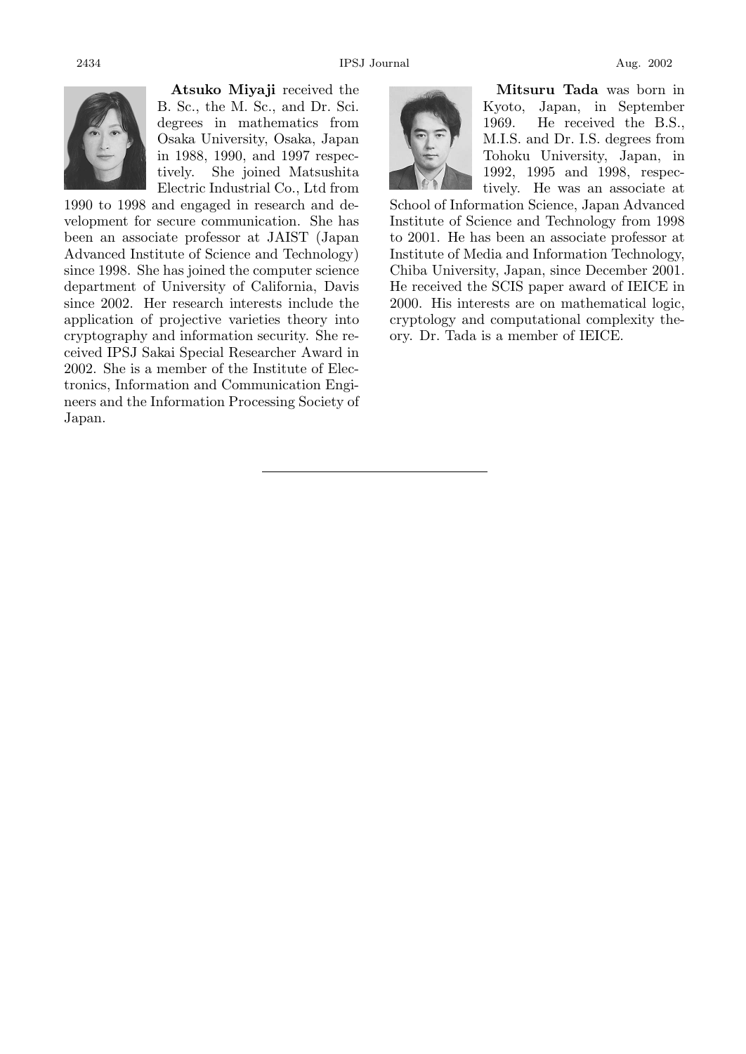**Atsuko Miyaji** received the B. Sc., the M. Sc., and Dr. Sci. degrees in mathematics from Osaka University, Osaka, Japan in 1988, 1990, and 1997 respectively. She joined Matsushita Electric Industrial Co., Ltd from 1990 to 1998 and engaged in research and development for secure communication. She has been an associate professor at JAIST (Japan Advanced Institute of Science and Technology) since 1998. She has joined the computer science department of University of California, Davis since 2002. Her research interests include the application of projective varieties theory into cryptography and information security. She received IPSJ Sakai Special Researcher Award in 2002. She is a member of the Institute of Electronics, Information and Communication Engineers and the Information Processing Society of Japan.

**Mitsuru Tada** was born in Kyoto, Japan, in September 1969. He received the B.S., M.I.S. and Dr. I.S. degrees from Tohoku University, Japan, in 1992, 1995 and 1998, respectively. He was an associate at School of Information Science, Japan Advanced Institute of Science and Technology from 1998 to 2001. He has been an associate professor at Institute of Media and Information Technology, Chiba University, Japan, since December 2001. He received the SCIS paper award of IEICE in 2000. His interests are on mathematical logic, cryptology and computational complexity theory. Dr. Tada is a member of IEICE.